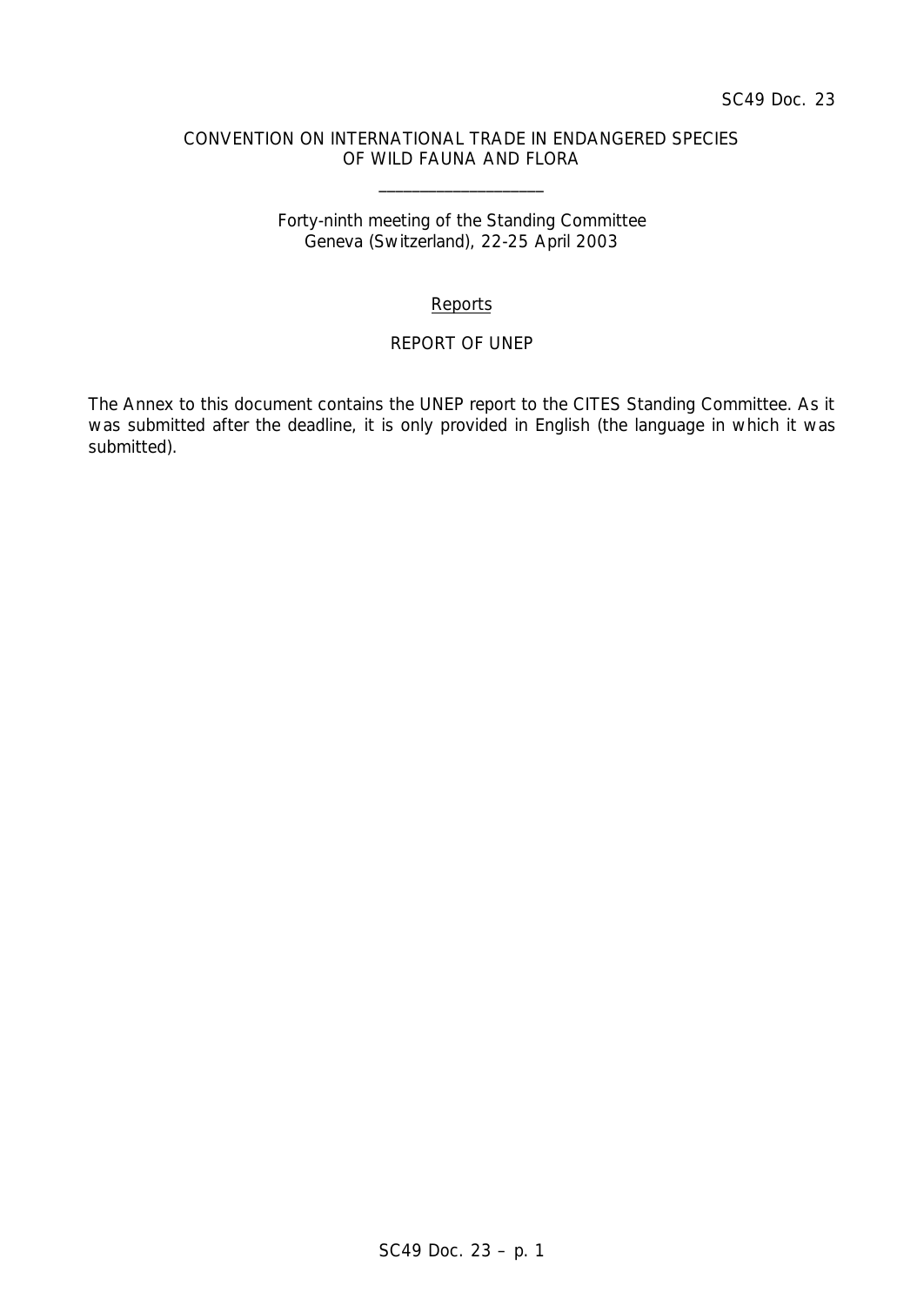SC49 Doc. 23

CONVENTION ON INTERNATIONAL TRADE IN ENDANGERED SPECIES OF WILD FAUNA AND FLORA

\_\_\_\_\_\_\_\_\_\_\_\_\_\_\_\_\_\_\_\_

Forty-ninth meeting of the Standing Committee
Geneva (Switzerland), 22-25 April 2003

Reports

REPORT OF UNEP

The Annex to this document contains the UNEP report to the CITES Standing Committee. As it was submitted after the deadline, it is only provided in English (the language in which it was submitted).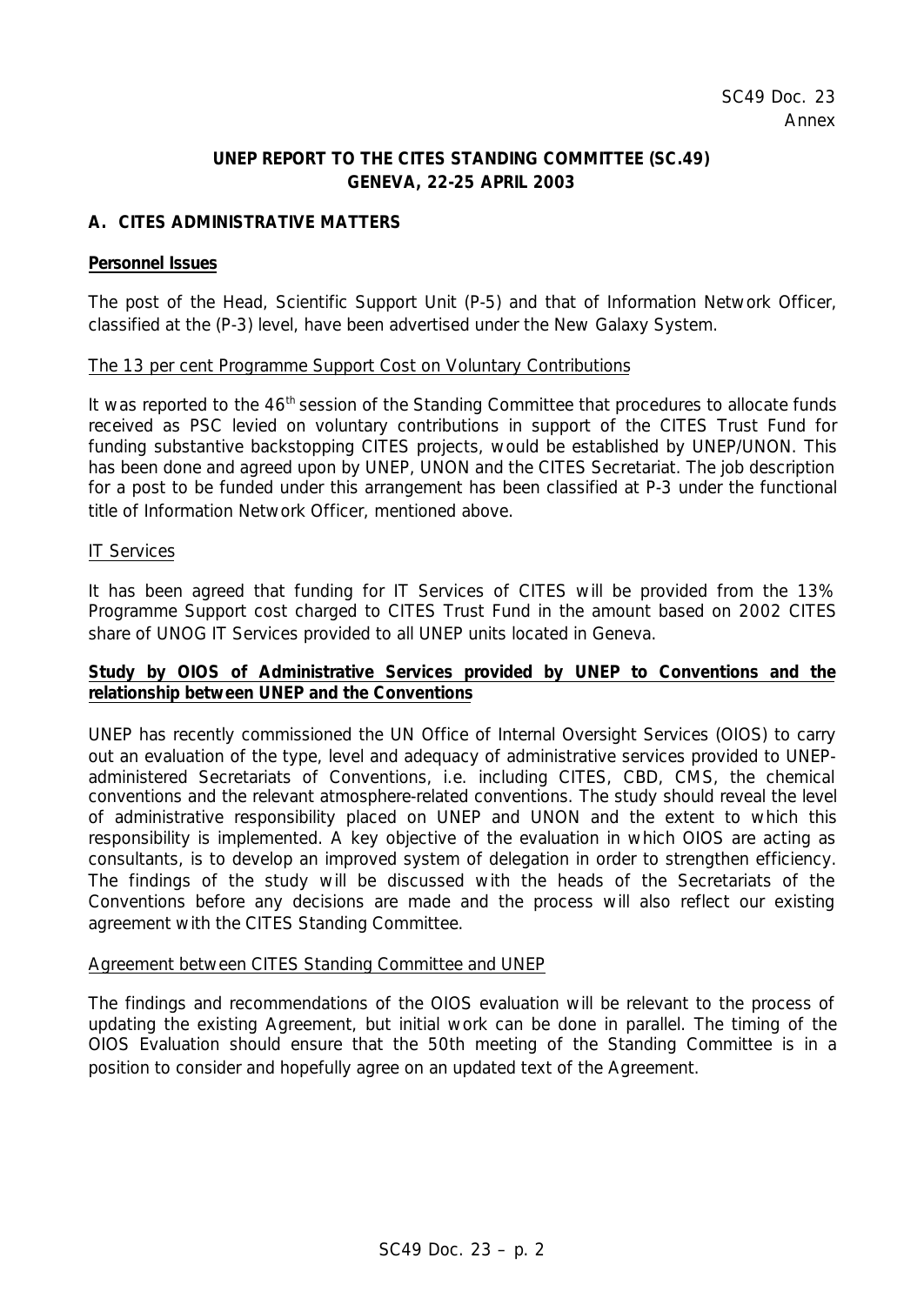SC49 Doc. 23
Annex

**UNEP REPORT TO THE CITES STANDING COMMITTEE (SC.49)**
**GENEVA, 22-25 APRIL 2003**

## A. CITES ADMINISTRATIVE MATTERS

**Personnel Issues**

The post of the Head, Scientific Support Unit (P-5) and that of Information Network Officer, classified at the (P-3) level, have been advertised under the New Galaxy System.

The 13 per cent Programme Support Cost on Voluntary Contributions

It was reported to the 46th session of the Standing Committee that procedures to allocate funds received as PSC levied on voluntary contributions in support of the CITES Trust Fund for funding substantive backstopping CITES projects, would be established by UNEP/UNON. This has been done and agreed upon by UNEP, UNON and the CITES Secretariat. The job description for a post to be funded under this arrangement has been classified at P-3 under the functional title of Information Network Officer, mentioned above.

IT Services

It has been agreed that funding for IT Services of CITES will be provided from the 13% Programme Support cost charged to CITES Trust Fund in the amount based on 2002 CITES share of UNOG IT Services provided to all UNEP units located in Geneva.

**Study by OIOS of Administrative Services provided by UNEP to Conventions and the relationship between UNEP and the Conventions**

UNEP has recently commissioned the UN Office of Internal Oversight Services (OIOS) to carry out an evaluation of the type, level and adequacy of administrative services provided to UNEP-administered Secretariats of Conventions, i.e. including CITES, CBD, CMS, the chemical conventions and the relevant atmosphere-related conventions. The study should reveal the level of administrative responsibility placed on UNEP and UNON and the extent to which this responsibility is implemented. A key objective of the evaluation in which OIOS are acting as consultants, is to develop an improved system of delegation in order to strengthen efficiency. The findings of the study will be discussed with the heads of the Secretariats of the Conventions before any decisions are made and the process will also reflect our existing agreement with the CITES Standing Committee.

Agreement between CITES Standing Committee and UNEP

The findings and recommendations of the OIOS evaluation will be relevant to the process of updating the existing Agreement, but initial work can be done in parallel. The timing of the OIOS Evaluation should ensure that the 50th meeting of the Standing Committee is in a position to consider and hopefully agree on an updated text of the Agreement.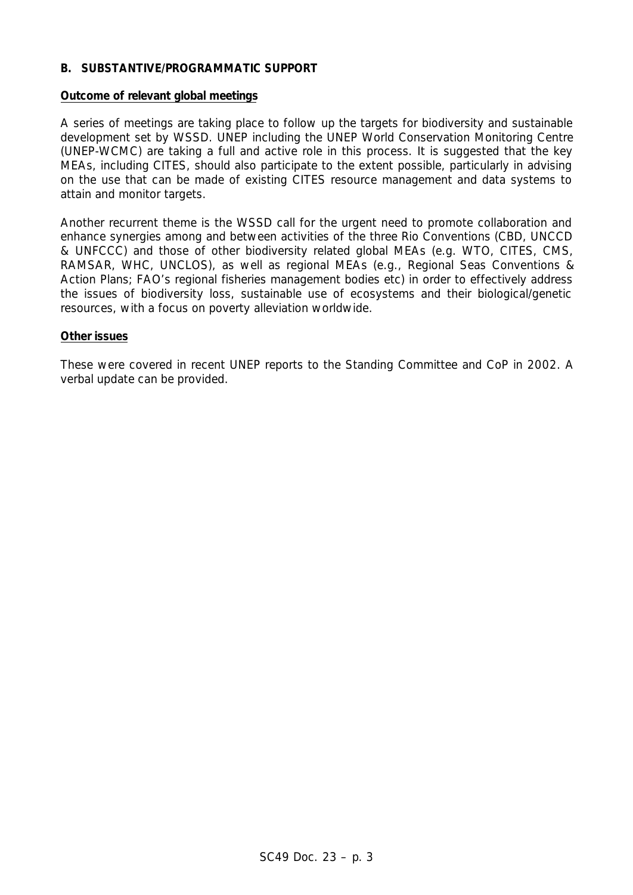## B. SUBSTANTIVE/PROGRAMMATIC SUPPORT

**Outcome of relevant global meetings**

A series of meetings are taking place to follow up the targets for biodiversity and sustainable development set by WSSD. UNEP including the UNEP World Conservation Monitoring Centre (UNEP-WCMC) are taking a full and active role in this process. It is suggested that the key MEAs, including CITES, should also participate to the extent possible, particularly in advising on the use that can be made of existing CITES resource management and data systems to attain and monitor targets.

Another recurrent theme is the WSSD call for the urgent need to promote collaboration and enhance synergies among and between activities of the three Rio Conventions (CBD, UNCCD & UNFCCC) and those of other biodiversity related global MEAs (e.g. WTO, CITES, CMS, RAMSAR, WHC, UNCLOS), as well as regional MEAs (e.g., Regional Seas Conventions & Action Plans; FAO's regional fisheries management bodies etc) in order to effectively address the issues of biodiversity loss, sustainable use of ecosystems and their biological/genetic resources, with a focus on poverty alleviation worldwide.

**Other issues**

These were covered in recent UNEP reports to the Standing Committee and CoP in 2002. A verbal update can be provided.